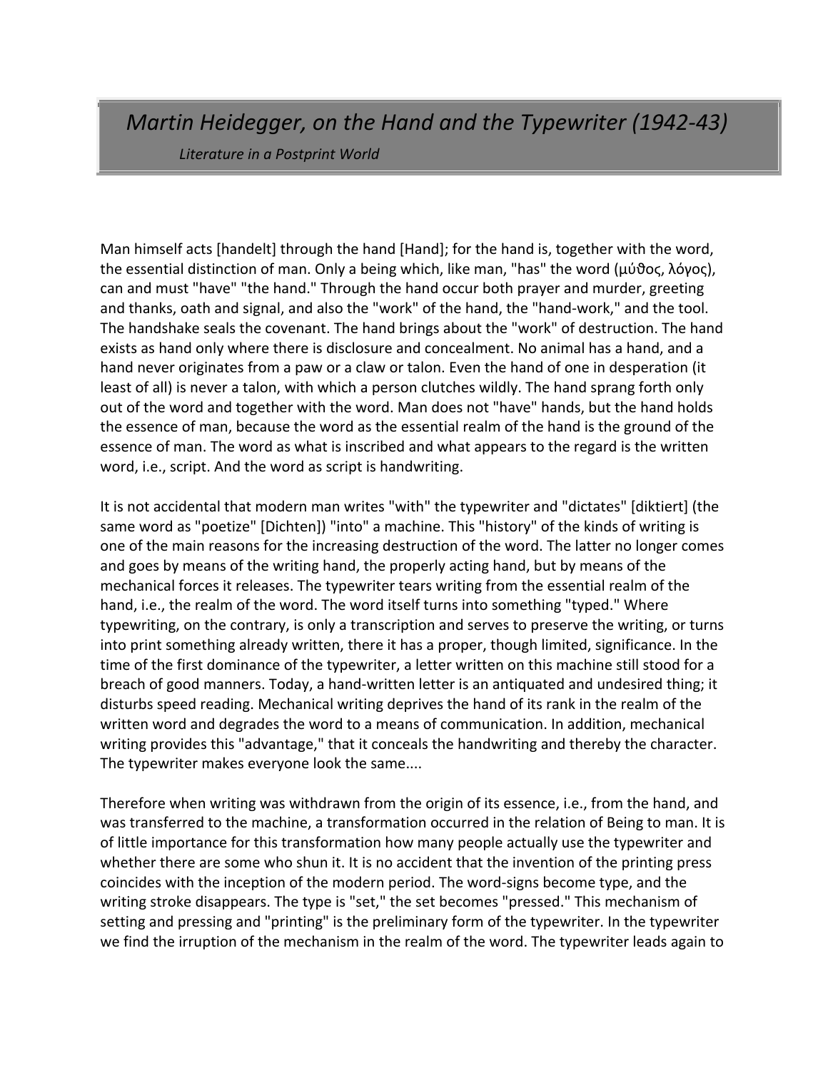# *Martin Heidegger, on the Hand and the Typewriter (1942-43)*

*Literature in a Postprint World*

Man himself acts [handelt] through the hand [Hand]; for the hand is, together with the word, the essential distinction of man. Only a being which, like man, "has" the word (μύϑος, λόγος), can and must "have" "the hand." Through the hand occur both prayer and murder, greeting and thanks, oath and signal, and also the "work" of the hand, the "hand-work," and the tool. The handshake seals the covenant. The hand brings about the "work" of destruction. The hand exists as hand only where there is disclosure and concealment. No animal has a hand, and a hand never originates from a paw or a claw or talon. Even the hand of one in desperation (it least of all) is never a talon, with which a person clutches wildly. The hand sprang forth only out of the word and together with the word. Man does not "have" hands, but the hand holds the essence of man, because the word as the essential realm of the hand is the ground of the essence of man. The word as what is inscribed and what appears to the regard is the written word, i.e., script. And the word as script is handwriting.

It is not accidental that modern man writes "with" the typewriter and "dictates" [diktiert] (the same word as "poetize" [Dichten]) "into" a machine. This "history" of the kinds of writing is one of the main reasons for the increasing destruction of the word. The latter no longer comes and goes by means of the writing hand, the properly acting hand, but by means of the mechanical forces it releases. The typewriter tears writing from the essential realm of the hand, i.e., the realm of the word. The word itself turns into something "typed." Where typewriting, on the contrary, is only a transcription and serves to preserve the writing, or turns into print something already written, there it has a proper, though limited, significance. In the time of the first dominance of the typewriter, a letter written on this machine still stood for a breach of good manners. Today, a hand-written letter is an antiquated and undesired thing; it disturbs speed reading. Mechanical writing deprives the hand of its rank in the realm of the written word and degrades the word to a means of communication. In addition, mechanical writing provides this "advantage," that it conceals the handwriting and thereby the character. The typewriter makes everyone look the same....

Therefore when writing was withdrawn from the origin of its essence, i.e., from the hand, and was transferred to the machine, a transformation occurred in the relation of Being to man. It is of little importance for this transformation how many people actually use the typewriter and whether there are some who shun it. It is no accident that the invention of the printing press coincides with the inception of the modern period. The word-signs become type, and the writing stroke disappears. The type is "set," the set becomes "pressed." This mechanism of setting and pressing and "printing" is the preliminary form of the typewriter. In the typewriter we find the irruption of the mechanism in the realm of the word. The typewriter leads again to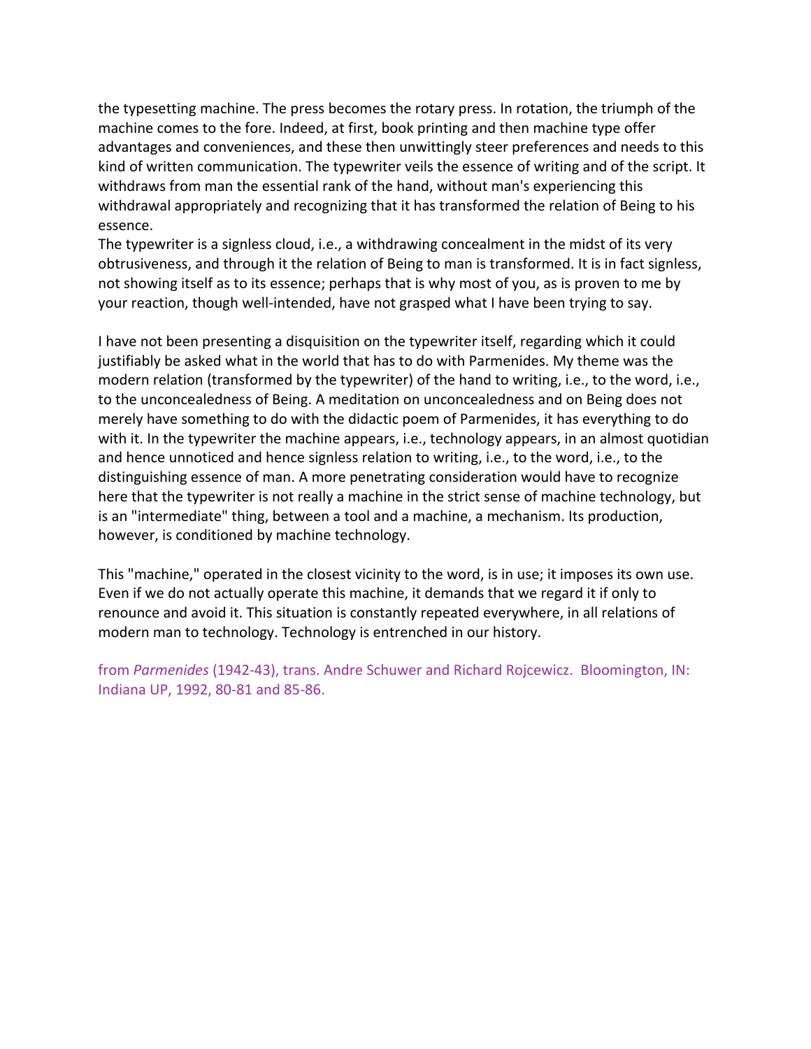the typesetting machine. The press becomes the rotary press. In rotation, the triumph of the machine comes to the fore. Indeed, at first, book printing and then machine type offer advantages and conveniences, and these then unwittingly steer preferences and needs to this kind of written communication. The typewriter veils the essence of writing and of the script. It withdraws from man the essential rank of the hand, without man's experiencing this withdrawal appropriately and recognizing that it has transformed the relation of Being to his essence.
The typewriter is a signless cloud, i.e., a withdrawing concealment in the midst of its very obtrusiveness, and through it the relation of Being to man is transformed. It is in fact signless, not showing itself as to its essence; perhaps that is why most of you, as is proven to me by your reaction, though well-intended, have not grasped what I have been trying to say.

I have not been presenting a disquisition on the typewriter itself, regarding which it could justifiably be asked what in the world that has to do with Parmenides. My theme was the modern relation (transformed by the typewriter) of the hand to writing, i.e., to the word, i.e., to the unconcealedness of Being. A meditation on unconcealedness and on Being does not merely have something to do with the didactic poem of Parmenides, it has everything to do with it. In the typewriter the machine appears, i.e., technology appears, in an almost quotidian and hence unnoticed and hence signless relation to writing, i.e., to the word, i.e., to the distinguishing essence of man. A more penetrating consideration would have to recognize here that the typewriter is not really a machine in the strict sense of machine technology, but is an "intermediate" thing, between a tool and a machine, a mechanism. Its production, however, is conditioned by machine technology.

This "machine," operated in the closest vicinity to the word, is in use; it imposes its own use. Even if we do not actually operate this machine, it demands that we regard it if only to renounce and avoid it. This situation is constantly repeated everywhere, in all relations of modern man to technology. Technology is entrenched in our history.

from *Parmenides* (1942-43), trans. Andre Schuwer and Richard Rojcewicz. Bloomington, IN: Indiana UP, 1992, 80-81 and 85-86.